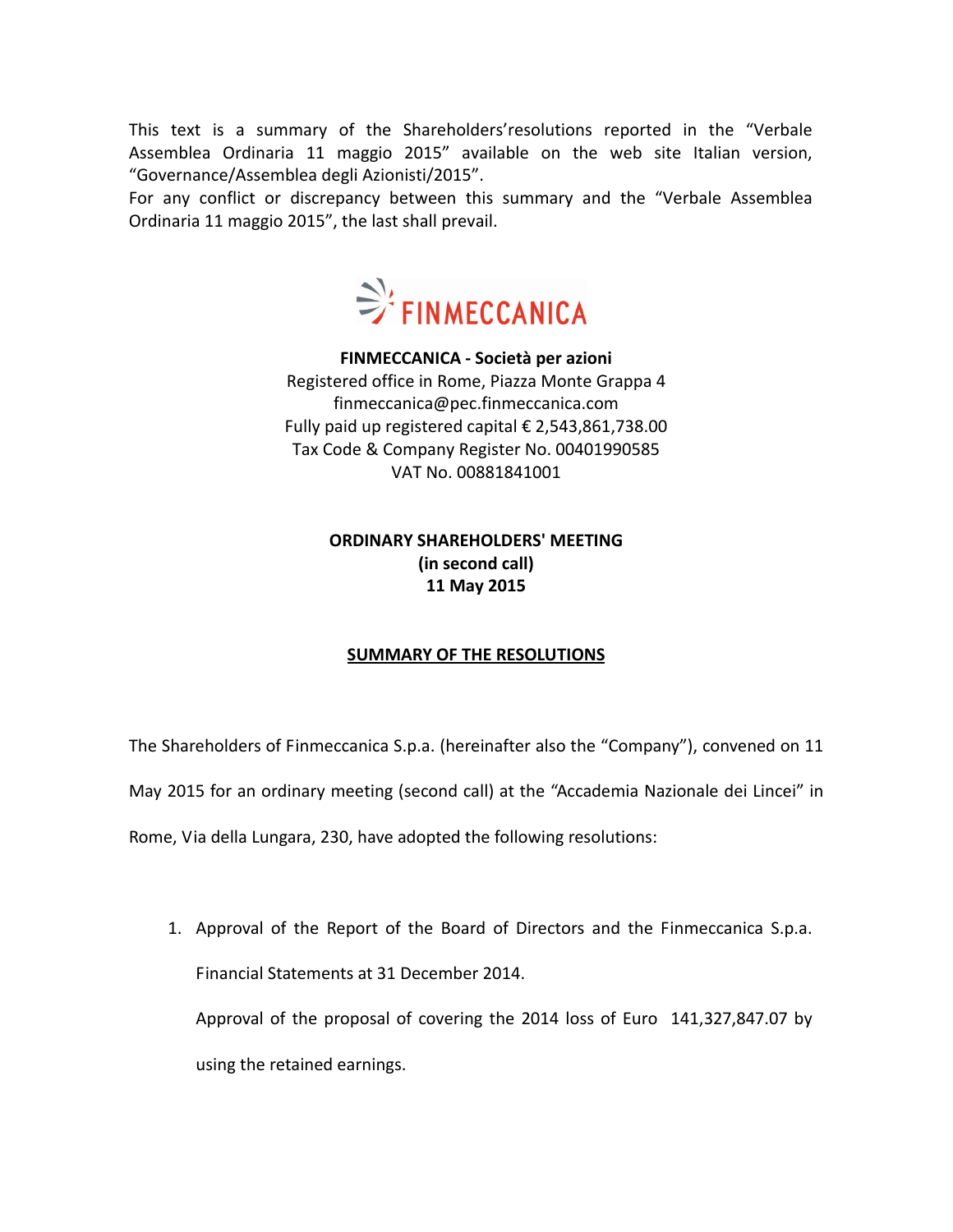This text is a summary of the Shareholders'resolutions reported in the "Verbale Assemblea Ordinaria 11 maggio 2015" available on the web site Italian version, "Governance/Assemblea degli Azionisti/2015".
For any conflict or discrepancy between this summary and the "Verbale Assemblea Ordinaria 11 maggio 2015", the last shall prevail.

FINMECCANICA

**FINMECCANICA - Società per azioni**
Registered office in Rome, Piazza Monte Grappa 4
finmeccanica@pec.finmeccanica.com
Fully paid up registered capital € 2,543,861,738.00
Tax Code & Company Register No. 00401990585
VAT No. 00881841001

**ORDINARY SHAREHOLDERS' MEETING**
**(in second call)**
**11 May 2015**

## SUMMARY OF THE RESOLUTIONS

The Shareholders of Finmeccanica S.p.a. (hereinafter also the "Company"), convened on 11 May 2015 for an ordinary meeting (second call) at the "Accademia Nazionale dei Lincei" in Rome, Via della Lungara, 230, have adopted the following resolutions:

1. Approval of the Report of the Board of Directors and the Finmeccanica S.p.a. Financial Statements at 31 December 2014.

   Approval of the proposal of covering the 2014 loss of Euro 141,327,847.07 by using the retained earnings.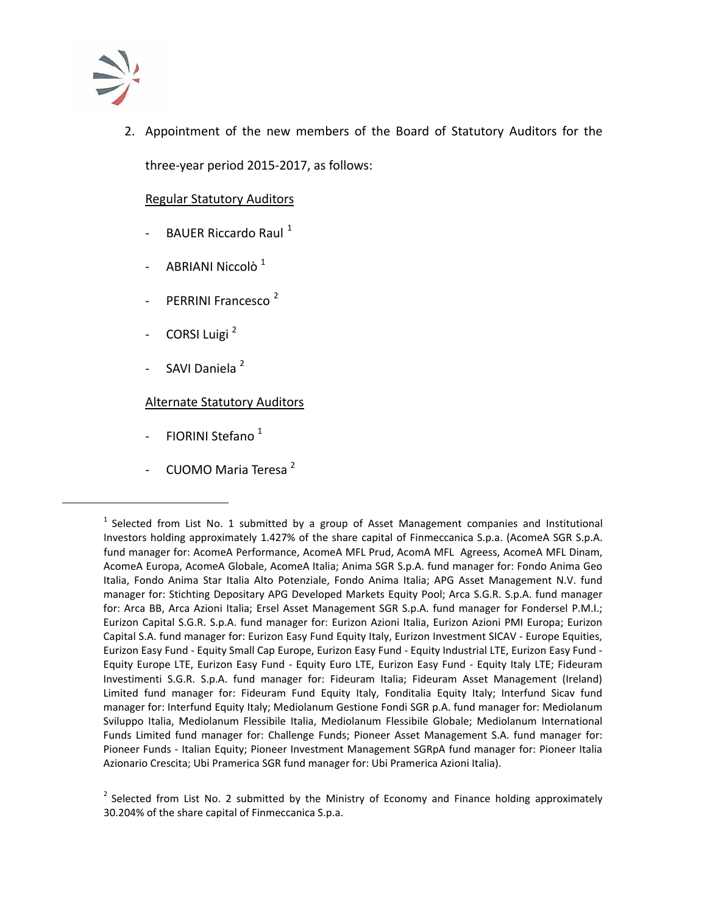2. Appointment of the new members of the Board of Statutory Auditors for the three-year period 2015-2017, as follows:

   Regular Statutory Auditors

   - BAUER Riccardo Raul [1]
   - ABRIANI Niccolò [1]
   - PERRINI Francesco [2]
   - CORSI Luigi [2]
   - SAVI Daniela [2]

   Alternate Statutory Auditors

   - FIORINI Stefano [1]
   - CUOMO Maria Teresa [2]

---

[1] Selected from List No. 1 submitted by a group of Asset Management companies and Institutional Investors holding approximately 1.427% of the share capital of Finmeccanica S.p.a. (AcomeA SGR S.p.A. fund manager for: AcomeA Performance, AcomeA MFL Prud, AcomA MFL Agress, AcomeA MFL Dinam, AcomeA Europa, AcomeA Globale, AcomeA Italia; Anima SGR S.p.A. fund manager for: Fondo Anima Geo Italia, Fondo Anima Star Italia Alto Potenziale, Fondo Anima Italia; APG Asset Management N.V. fund manager for: Stichting Depositary APG Developed Markets Equity Pool; Arca S.G.R. S.p.A. fund manager for: Arca BB, Arca Azioni Italia; Ersel Asset Management SGR S.p.A. fund manager for Fondersel P.M.I.; Eurizon Capital S.G.R. S.p.A. fund manager for: Eurizon Azioni Italia, Eurizon Azioni PMI Europa; Eurizon Capital S.A. fund manager for: Eurizon Easy Fund Equity Italy, Eurizon Investment SICAV - Europe Equities, Eurizon Easy Fund - Equity Small Cap Europe, Eurizon Easy Fund - Equity Industrial LTE, Eurizon Easy Fund - Equity Europe LTE, Eurizon Easy Fund - Equity Euro LTE, Eurizon Easy Fund - Equity Italy LTE; Fideuram Investimenti S.G.R. S.p.A. fund manager for: Fideuram Italia; Fideuram Asset Management (Ireland) Limited fund manager for: Fideuram Fund Equity Italy, Fonditalia Equity Italy; Interfund Sicav fund manager for: Interfund Equity Italy; Mediolanum Gestione Fondi SGR p.A. fund manager for: Mediolanum Sviluppo Italia, Mediolanum Flessibile Italia, Mediolanum Flessibile Globale; Mediolanum International Funds Limited fund manager for: Challenge Funds; Pioneer Asset Management S.A. fund manager for: Pioneer Funds - Italian Equity; Pioneer Investment Management SGRpA fund manager for: Pioneer Italia Azionario Crescita; Ubi Pramerica SGR fund manager for: Ubi Pramerica Azioni Italia).

[2] Selected from List No. 2 submitted by the Ministry of Economy and Finance holding approximately 30.204% of the share capital of Finmeccanica S.p.a.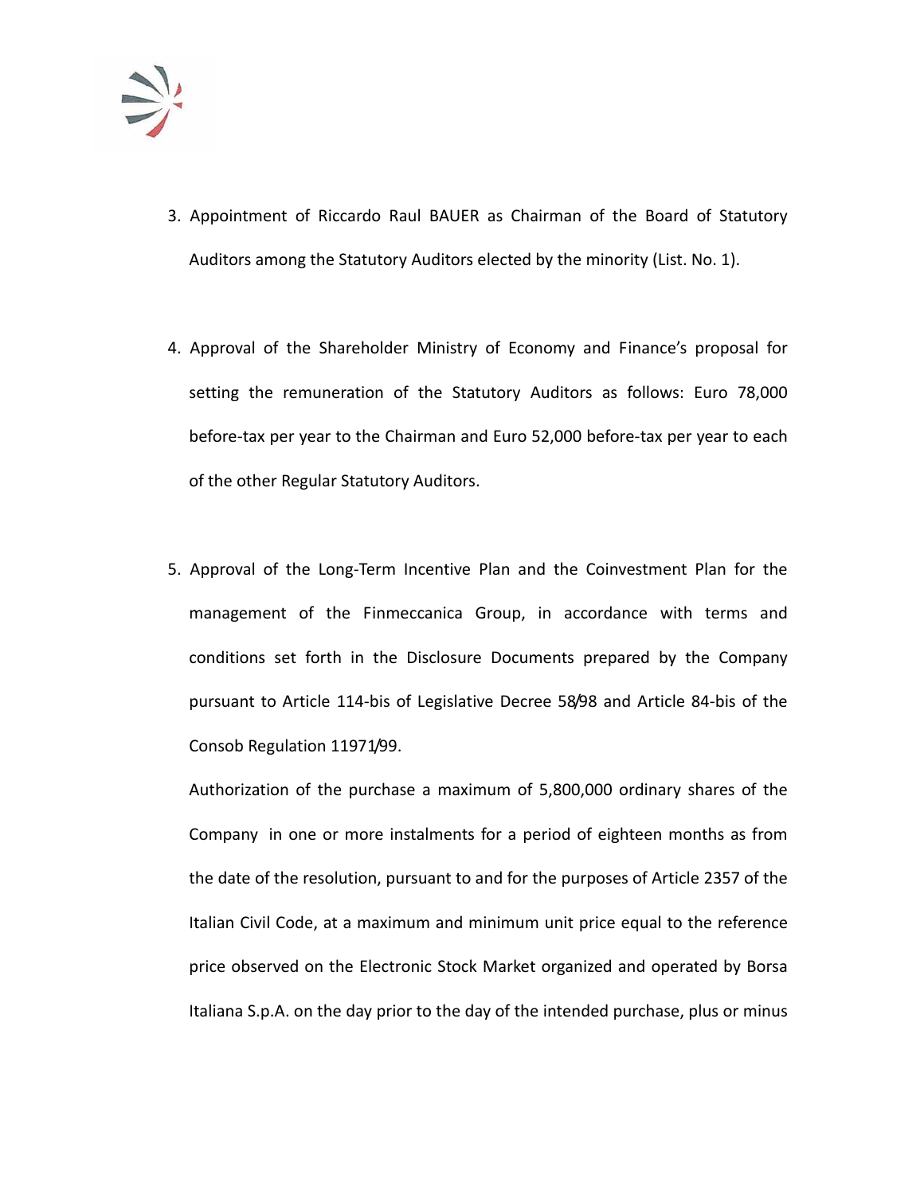3. Appointment of Riccardo Raul BAUER as Chairman of the Board of Statutory Auditors among the Statutory Auditors elected by the minority (List. No. 1).

4. Approval of the Shareholder Ministry of Economy and Finance's proposal for setting the remuneration of the Statutory Auditors as follows: Euro 78,000 before-tax per year to the Chairman and Euro 52,000 before-tax per year to each of the other Regular Statutory Auditors.

5. Approval of the Long-Term Incentive Plan and the Coinvestment Plan for the management of the Finmeccanica Group, in accordance with terms and conditions set forth in the Disclosure Documents prepared by the Company pursuant to Article 114-bis of Legislative Decree 58/98 and Article 84-bis of the Consob Regulation 11971/99.

   Authorization of the purchase a maximum of 5,800,000 ordinary shares of the Company in one or more instalments for a period of eighteen months as from the date of the resolution, pursuant to and for the purposes of Article 2357 of the Italian Civil Code, at a maximum and minimum unit price equal to the reference price observed on the Electronic Stock Market organized and operated by Borsa Italiana S.p.A. on the day prior to the day of the intended purchase, plus or minus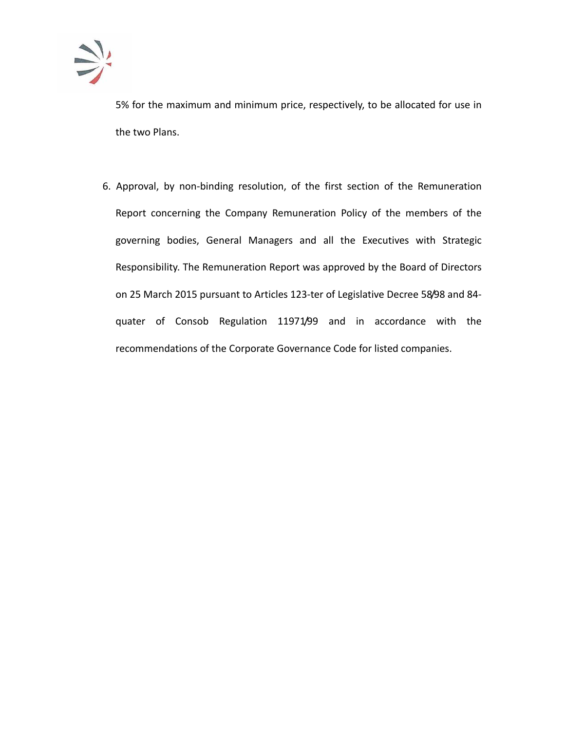5% for the maximum and minimum price, respectively, to be allocated for use in the two Plans.

6. Approval, by non-binding resolution, of the first section of the Remuneration Report concerning the Company Remuneration Policy of the members of the governing bodies, General Managers and all the Executives with Strategic Responsibility. The Remuneration Report was approved by the Board of Directors on 25 March 2015 pursuant to Articles 123-ter of Legislative Decree 58/98 and 84-quater of Consob Regulation 11971/99 and in accordance with the recommendations of the Corporate Governance Code for listed companies.